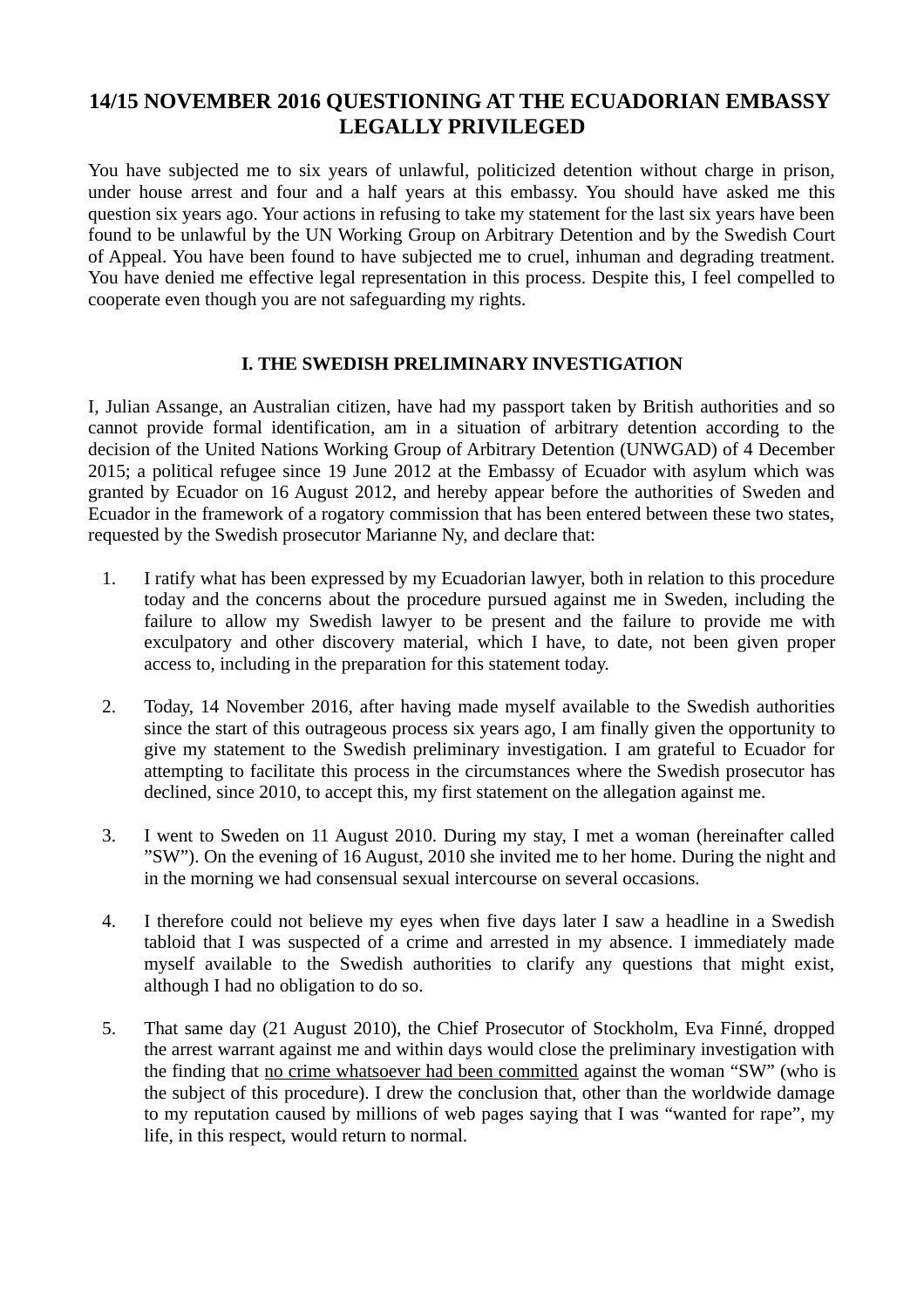# 14/15 NOVEMBER 2016 QUESTIONING AT THE ECUADORIAN EMBASSY LEGALLY PRIVILEGED

You have subjected me to six years of unlawful, politicized detention without charge in prison, under house arrest and four and a half years at this embassy. You should have asked me this question six years ago. Your actions in refusing to take my statement for the last six years have been found to be unlawful by the UN Working Group on Arbitrary Detention and by the Swedish Court of Appeal. You have been found to have subjected me to cruel, inhuman and degrading treatment. You have denied me effective legal representation in this process. Despite this, I feel compelled to cooperate even though you are not safeguarding my rights.

## I. THE SWEDISH PRELIMINARY INVESTIGATION

I, Julian Assange, an Australian citizen, have had my passport taken by British authorities and so cannot provide formal identification, am in a situation of arbitrary detention according to the decision of the United Nations Working Group of Arbitrary Detention (UNWGAD) of 4 December 2015; a political refugee since 19 June 2012 at the Embassy of Ecuador with asylum which was granted by Ecuador on 16 August 2012, and hereby appear before the authorities of Sweden and Ecuador in the framework of a rogatory commission that has been entered between these two states, requested by the Swedish prosecutor Marianne Ny, and declare that:

1. I ratify what has been expressed by my Ecuadorian lawyer, both in relation to this procedure today and the concerns about the procedure pursued against me in Sweden, including the failure to allow my Swedish lawyer to be present and the failure to provide me with exculpatory and other discovery material, which I have, to date, not been given proper access to, including in the preparation for this statement today.

2. Today, 14 November 2016, after having made myself available to the Swedish authorities since the start of this outrageous process six years ago, I am finally given the opportunity to give my statement to the Swedish preliminary investigation. I am grateful to Ecuador for attempting to facilitate this process in the circumstances where the Swedish prosecutor has declined, since 2010, to accept this, my first statement on the allegation against me.

3. I went to Sweden on 11 August 2010. During my stay, I met a woman (hereinafter called ”SW”). On the evening of 16 August, 2010 she invited me to her home. During the night and in the morning we had consensual sexual intercourse on several occasions.

4. I therefore could not believe my eyes when five days later I saw a headline in a Swedish tabloid that I was suspected of a crime and arrested in my absence. I immediately made myself available to the Swedish authorities to clarify any questions that might exist, although I had no obligation to do so.

5. That same day (21 August 2010), the Chief Prosecutor of Stockholm, Eva Finné, dropped the arrest warrant against me and within days would close the preliminary investigation with the finding that <u>no crime whatsoever had been committed</u> against the woman “SW” (who is the subject of this procedure). I drew the conclusion that, other than the worldwide damage to my reputation caused by millions of web pages saying that I was “wanted for rape”, my life, in this respect, would return to normal.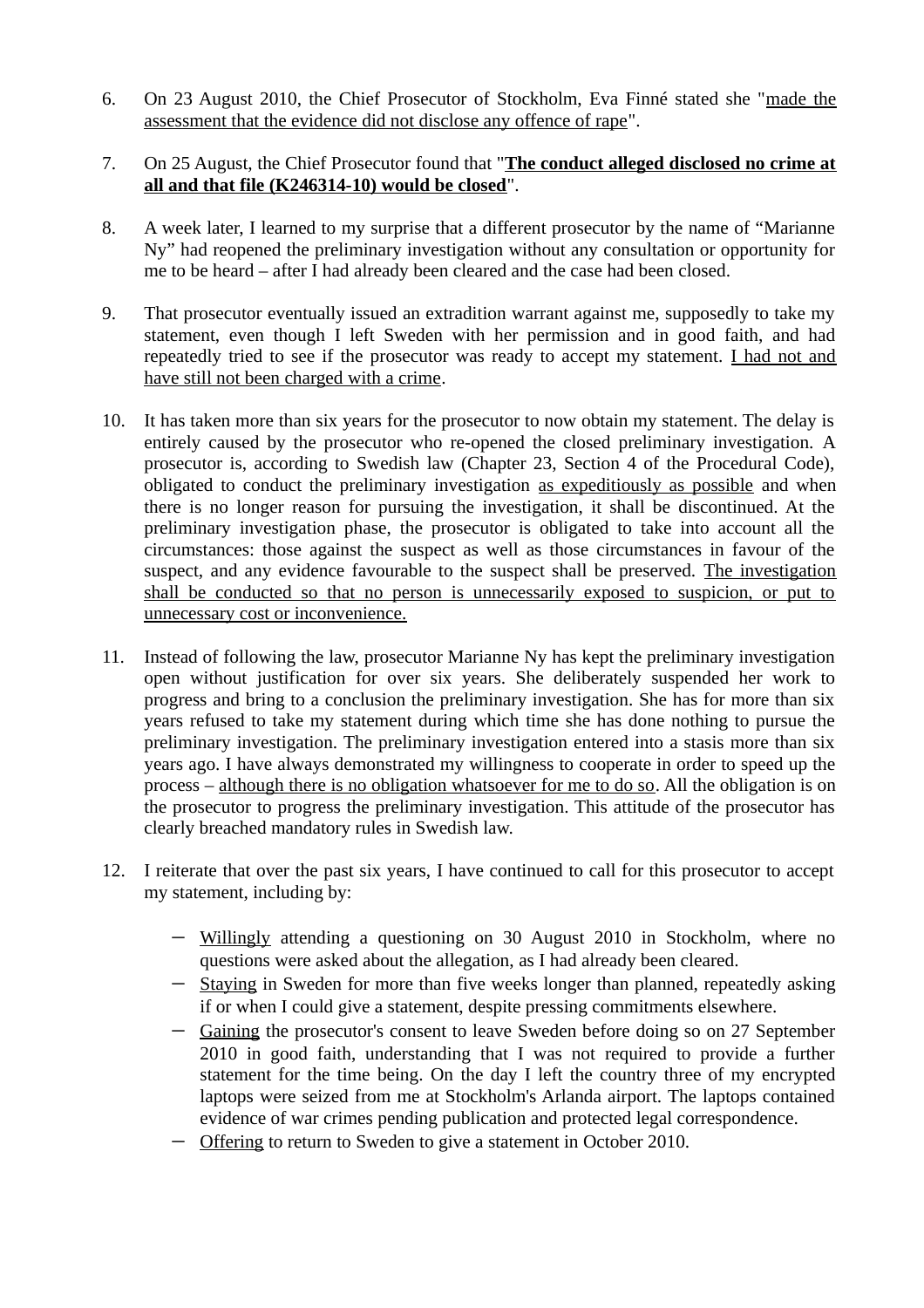6. On 23 August 2010, the Chief Prosecutor of Stockholm, Eva Finné stated she "<u>made the assessment that the evidence did not disclose any offence of rape</u>".

7. On 25 August, the Chief Prosecutor found that "<u>**The conduct alleged disclosed no crime at all and that file (K246314-10) would be closed**</u>".

8. A week later, I learned to my surprise that a different prosecutor by the name of "Marianne Ny" had reopened the preliminary investigation without any consultation or opportunity for me to be heard – after I had already been cleared and the case had been closed.

9. That prosecutor eventually issued an extradition warrant against me, supposedly to take my statement, even though I left Sweden with her permission and in good faith, and had repeatedly tried to see if the prosecutor was ready to accept my statement. <u>I had not and have still not been charged with a crime</u>.

10. It has taken more than six years for the prosecutor to now obtain my statement. The delay is entirely caused by the prosecutor who re-opened the closed preliminary investigation. A prosecutor is, according to Swedish law (Chapter 23, Section 4 of the Procedural Code), obligated to conduct the preliminary investigation <u>as expeditiously as possible</u> and when there is no longer reason for pursuing the investigation, it shall be discontinued. At the preliminary investigation phase, the prosecutor is obligated to take into account all the circumstances: those against the suspect as well as those circumstances in favour of the suspect, and any evidence favourable to the suspect shall be preserved. <u>The investigation shall be conducted so that no person is unnecessarily exposed to suspicion, or put to unnecessary cost or inconvenience.</u>

11. Instead of following the law, prosecutor Marianne Ny has kept the preliminary investigation open without justification for over six years. She deliberately suspended her work to progress and bring to a conclusion the preliminary investigation. She has for more than six years refused to take my statement during which time she has done nothing to pursue the preliminary investigation. The preliminary investigation entered into a stasis more than six years ago. I have always demonstrated my willingness to cooperate in order to speed up the process – <u>although there is no obligation whatsoever for me to do so</u>. All the obligation is on the prosecutor to progress the preliminary investigation. This attitude of the prosecutor has clearly breached mandatory rules in Swedish law.

12. I reiterate that over the past six years, I have continued to call for this prosecutor to accept my statement, including by:

    - <u>Willingly</u> attending a questioning on 30 August 2010 in Stockholm, where no questions were asked about the allegation, as I had already been cleared.
    - <u>Staying</u> in Sweden for more than five weeks longer than planned, repeatedly asking if or when I could give a statement, despite pressing commitments elsewhere.
    - <u>Gaining</u> the prosecutor's consent to leave Sweden before doing so on 27 September 2010 in good faith, understanding that I was not required to provide a further statement for the time being. On the day I left the country three of my encrypted laptops were seized from me at Stockholm's Arlanda airport. The laptops contained evidence of war crimes pending publication and protected legal correspondence.
    - <u>Offering</u> to return to Sweden to give a statement in October 2010.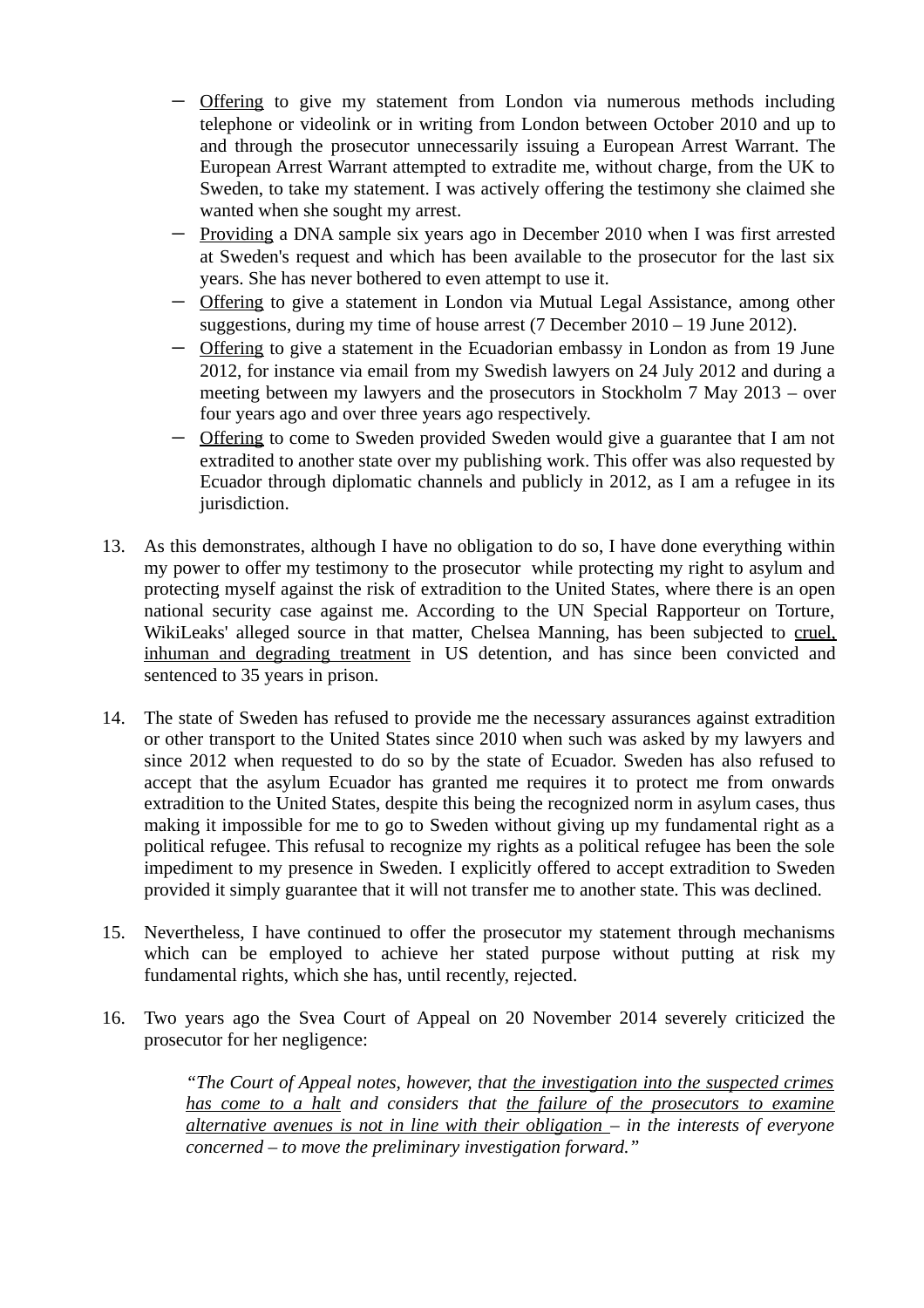- Offering to give my statement from London via numerous methods including telephone or videolink or in writing from London between October 2010 and up to and through the prosecutor unnecessarily issuing a European Arrest Warrant. The European Arrest Warrant attempted to extradite me, without charge, from the UK to Sweden, to take my statement. I was actively offering the testimony she claimed she wanted when she sought my arrest.
- Providing a DNA sample six years ago in December 2010 when I was first arrested at Sweden's request and which has been available to the prosecutor for the last six years. She has never bothered to even attempt to use it.
- Offering to give a statement in London via Mutual Legal Assistance, among other suggestions, during my time of house arrest (7 December 2010 – 19 June 2012).
- Offering to give a statement in the Ecuadorian embassy in London as from 19 June 2012, for instance via email from my Swedish lawyers on 24 July 2012 and during a meeting between my lawyers and the prosecutors in Stockholm 7 May 2013 – over four years ago and over three years ago respectively.
- Offering to come to Sweden provided Sweden would give a guarantee that I am not extradited to another state over my publishing work. This offer was also requested by Ecuador through diplomatic channels and publicly in 2012, as I am a refugee in its jurisdiction.

13. As this demonstrates, although I have no obligation to do so, I have done everything within my power to offer my testimony to the prosecutor while protecting my right to asylum and protecting myself against the risk of extradition to the United States, where there is an open national security case against me. According to the UN Special Rapporteur on Torture, WikiLeaks' alleged source in that matter, Chelsea Manning, has been subjected to cruel, inhuman and degrading treatment in US detention, and has since been convicted and sentenced to 35 years in prison.

14. The state of Sweden has refused to provide me the necessary assurances against extradition or other transport to the United States since 2010 when such was asked by my lawyers and since 2012 when requested to do so by the state of Ecuador. Sweden has also refused to accept that the asylum Ecuador has granted me requires it to protect me from onwards extradition to the United States, despite this being the recognized norm in asylum cases, thus making it impossible for me to go to Sweden without giving up my fundamental right as a political refugee. This refusal to recognize my rights as a political refugee has been the sole impediment to my presence in Sweden. I explicitly offered to accept extradition to Sweden provided it simply guarantee that it will not transfer me to another state. This was declined.

15. Nevertheless, I have continued to offer the prosecutor my statement through mechanisms which can be employed to achieve her stated purpose without putting at risk my fundamental rights, which she has, until recently, rejected.

16. Two years ago the Svea Court of Appeal on 20 November 2014 severely criticized the prosecutor for her negligence:

> *"The Court of Appeal notes, however, that the investigation into the suspected crimes has come to a halt and considers that the failure of the prosecutors to examine alternative avenues is not in line with their obligation – in the interests of everyone concerned – to move the preliminary investigation forward."*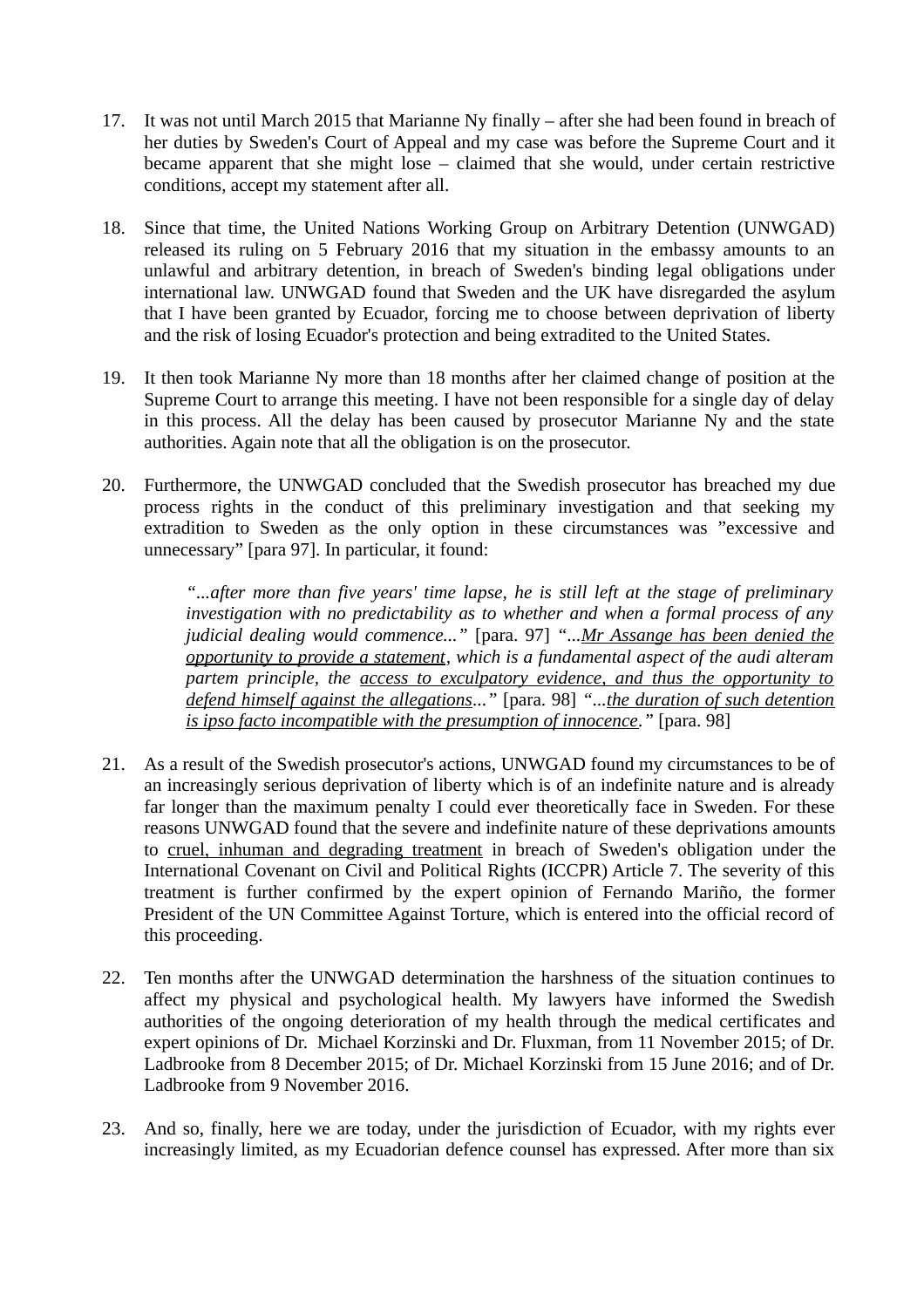17. It was not until March 2015 that Marianne Ny finally – after she had been found in breach of her duties by Sweden's Court of Appeal and my case was before the Supreme Court and it became apparent that she might lose – claimed that she would, under certain restrictive conditions, accept my statement after all.

18. Since that time, the United Nations Working Group on Arbitrary Detention (UNWGAD) released its ruling on 5 February 2016 that my situation in the embassy amounts to an unlawful and arbitrary detention, in breach of Sweden's binding legal obligations under international law. UNWGAD found that Sweden and the UK have disregarded the asylum that I have been granted by Ecuador, forcing me to choose between deprivation of liberty and the risk of losing Ecuador's protection and being extradited to the United States.

19. It then took Marianne Ny more than 18 months after her claimed change of position at the Supreme Court to arrange this meeting. I have not been responsible for a single day of delay in this process. All the delay has been caused by prosecutor Marianne Ny and the state authorities. Again note that all the obligation is on the prosecutor.

20. Furthermore, the UNWGAD concluded that the Swedish prosecutor has breached my due process rights in the conduct of this preliminary investigation and that seeking my extradition to Sweden as the only option in these circumstances was ”excessive and unnecessary” [para 97]. In particular, it found:

    > *“...after more than five years' time lapse, he is still left at the stage of preliminary investigation with no predictability as to whether and when a formal process of any judicial dealing would commence...”* [para. 97] *“...<u>Mr Assange has been denied the opportunity to provide a statement</u>, which is a fundamental aspect of the audi alteram partem principle, the <u>access to exculpatory evidence, and thus the opportunity to defend himself against the allegations</u>...”* [para. 98] *“...<u>the duration of such detention is ipso facto incompatible with the presumption of innocence</u>.”* [para. 98]

21. As a result of the Swedish prosecutor's actions, UNWGAD found my circumstances to be of an increasingly serious deprivation of liberty which is of an indefinite nature and is already far longer than the maximum penalty I could ever theoretically face in Sweden. For these reasons UNWGAD found that the severe and indefinite nature of these deprivations amounts to <u>cruel, inhuman and degrading treatment</u> in breach of Sweden's obligation under the International Covenant on Civil and Political Rights (ICCPR) Article 7. The severity of this treatment is further confirmed by the expert opinion of Fernando Mariño, the former President of the UN Committee Against Torture, which is entered into the official record of this proceeding.

22. Ten months after the UNWGAD determination the harshness of the situation continues to affect my physical and psychological health. My lawyers have informed the Swedish authorities of the ongoing deterioration of my health through the medical certificates and expert opinions of Dr. Michael Korzinski and Dr. Fluxman, from 11 November 2015; of Dr. Ladbrooke from 8 December 2015; of Dr. Michael Korzinski from 15 June 2016; and of Dr. Ladbrooke from 9 November 2016.

23. And so, finally, here we are today, under the jurisdiction of Ecuador, with my rights ever increasingly limited, as my Ecuadorian defence counsel has expressed. After more than six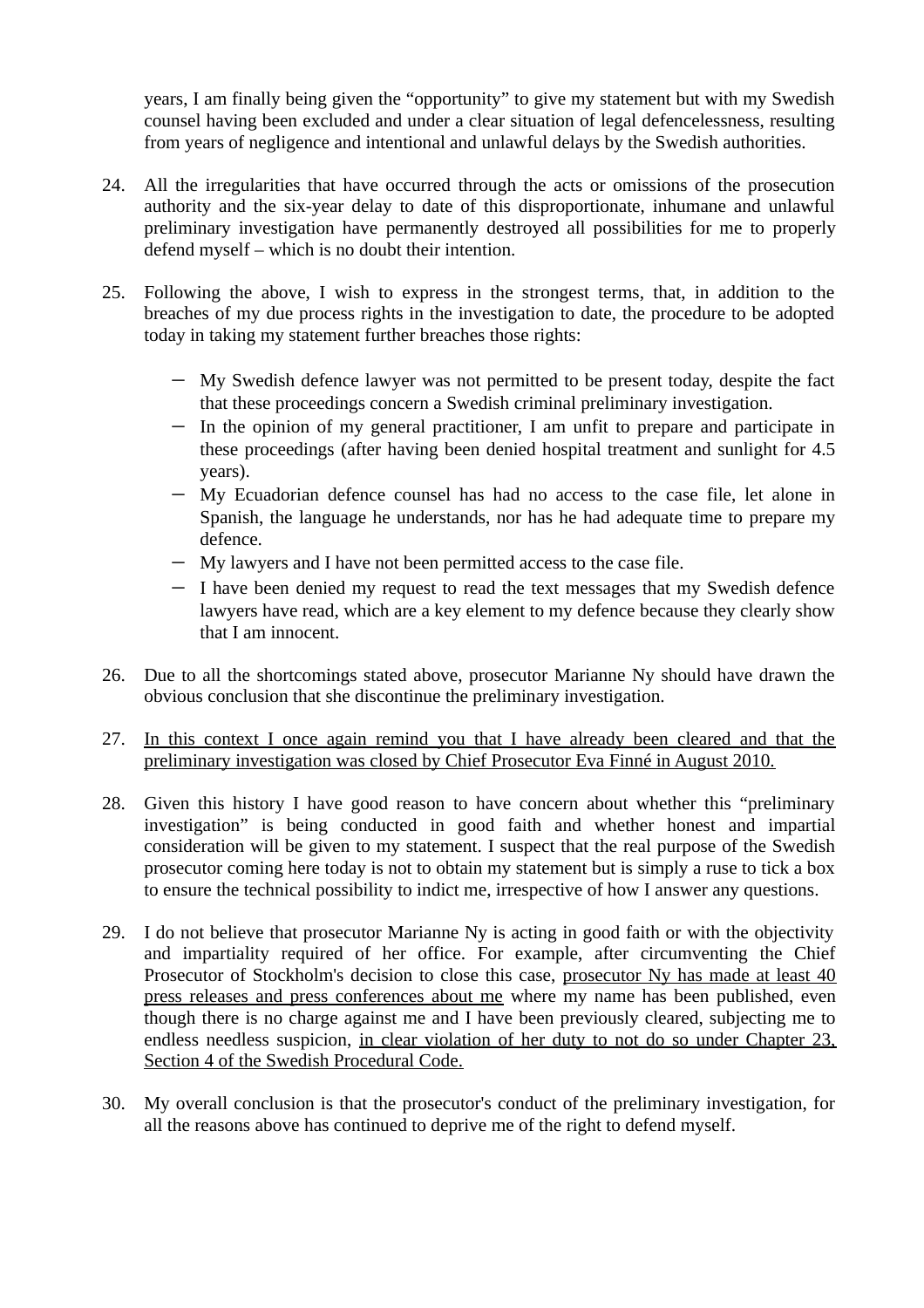years, I am finally being given the "opportunity" to give my statement but with my Swedish counsel having been excluded and under a clear situation of legal defencelessness, resulting from years of negligence and intentional and unlawful delays by the Swedish authorities.

24. All the irregularities that have occurred through the acts or omissions of the prosecution authority and the six-year delay to date of this disproportionate, inhumane and unlawful preliminary investigation have permanently destroyed all possibilities for me to properly defend myself – which is no doubt their intention.

25. Following the above, I wish to express in the strongest terms, that, in addition to the breaches of my due process rights in the investigation to date, the procedure to be adopted today in taking my statement further breaches those rights:

    - My Swedish defence lawyer was not permitted to be present today, despite the fact that these proceedings concern a Swedish criminal preliminary investigation.
    - In the opinion of my general practitioner, I am unfit to prepare and participate in these proceedings (after having been denied hospital treatment and sunlight for 4.5 years).
    - My Ecuadorian defence counsel has had no access to the case file, let alone in Spanish, the language he understands, nor has he had adequate time to prepare my defence.
    - My lawyers and I have not been permitted access to the case file.
    - I have been denied my request to read the text messages that my Swedish defence lawyers have read, which are a key element to my defence because they clearly show that I am innocent.

26. Due to all the shortcomings stated above, prosecutor Marianne Ny should have drawn the obvious conclusion that she discontinue the preliminary investigation.

27. <u>In this context I once again remind you that I have already been cleared and that the preliminary investigation was closed by Chief Prosecutor Eva Finné in August 2010.</u>

28. Given this history I have good reason to have concern about whether this "preliminary investigation" is being conducted in good faith and whether honest and impartial consideration will be given to my statement. I suspect that the real purpose of the Swedish prosecutor coming here today is not to obtain my statement but is simply a ruse to tick a box to ensure the technical possibility to indict me, irrespective of how I answer any questions.

29. I do not believe that prosecutor Marianne Ny is acting in good faith or with the objectivity and impartiality required of her office. For example, after circumventing the Chief Prosecutor of Stockholm's decision to close this case, <u>prosecutor Ny has made at least 40 press releases and press conferences about me</u> where my name has been published, even though there is no charge against me and I have been previously cleared, subjecting me to endless needless suspicion, <u>in clear violation of her duty to not do so under Chapter 23, Section 4 of the Swedish Procedural Code.</u>

30. My overall conclusion is that the prosecutor's conduct of the preliminary investigation, for all the reasons above has continued to deprive me of the right to defend myself.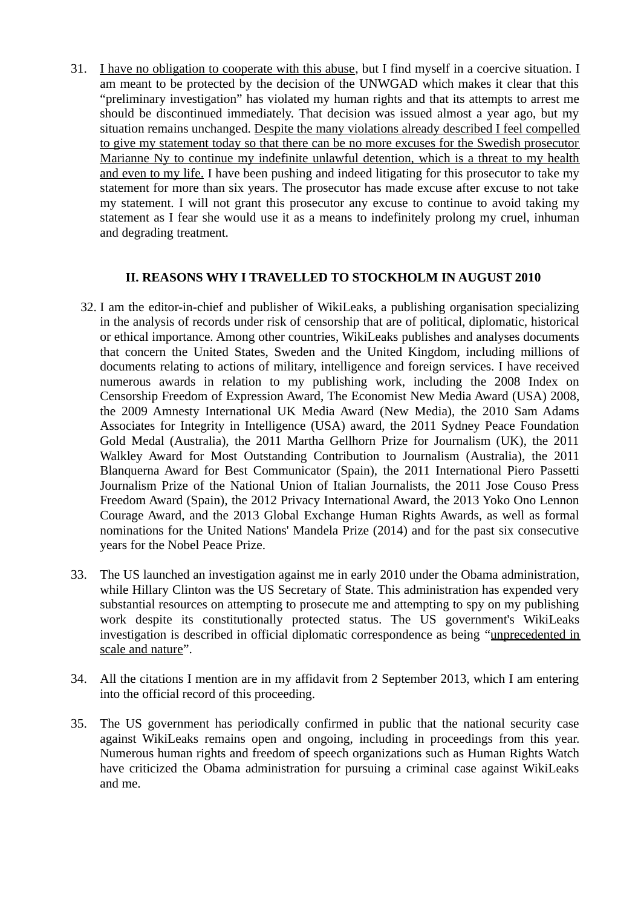31. I have no obligation to cooperate with this abuse, but I find myself in a coercive situation. I am meant to be protected by the decision of the UNWGAD which makes it clear that this "preliminary investigation" has violated my human rights and that its attempts to arrest me should be discontinued immediately. That decision was issued almost a year ago, but my situation remains unchanged. Despite the many violations already described I feel compelled to give my statement today so that there can be no more excuses for the Swedish prosecutor Marianne Ny to continue my indefinite unlawful detention, which is a threat to my health and even to my life. I have been pushing and indeed litigating for this prosecutor to take my statement for more than six years. The prosecutor has made excuse after excuse to not take my statement. I will not grant this prosecutor any excuse to continue to avoid taking my statement as I fear she would use it as a means to indefinitely prolong my cruel, inhuman and degrading treatment.

## II. REASONS WHY I TRAVELLED TO STOCKHOLM IN AUGUST 2010

32. I am the editor-in-chief and publisher of WikiLeaks, a publishing organisation specializing in the analysis of records under risk of censorship that are of political, diplomatic, historical or ethical importance. Among other countries, WikiLeaks publishes and analyses documents that concern the United States, Sweden and the United Kingdom, including millions of documents relating to actions of military, intelligence and foreign services. I have received numerous awards in relation to my publishing work, including the 2008 Index on Censorship Freedom of Expression Award, The Economist New Media Award (USA) 2008, the 2009 Amnesty International UK Media Award (New Media), the 2010 Sam Adams Associates for Integrity in Intelligence (USA) award, the 2011 Sydney Peace Foundation Gold Medal (Australia), the 2011 Martha Gellhorn Prize for Journalism (UK), the 2011 Walkley Award for Most Outstanding Contribution to Journalism (Australia), the 2011 Blanquerna Award for Best Communicator (Spain), the 2011 International Piero Passetti Journalism Prize of the National Union of Italian Journalists, the 2011 Jose Couso Press Freedom Award (Spain), the 2012 Privacy International Award, the 2013 Yoko Ono Lennon Courage Award, and the 2013 Global Exchange Human Rights Awards, as well as formal nominations for the United Nations' Mandela Prize (2014) and for the past six consecutive years for the Nobel Peace Prize.

33. The US launched an investigation against me in early 2010 under the Obama administration, while Hillary Clinton was the US Secretary of State. This administration has expended very substantial resources on attempting to prosecute me and attempting to spy on my publishing work despite its constitutionally protected status. The US government's WikiLeaks investigation is described in official diplomatic correspondence as being "unprecedented in scale and nature".

34. All the citations I mention are in my affidavit from 2 September 2013, which I am entering into the official record of this proceeding.

35. The US government has periodically confirmed in public that the national security case against WikiLeaks remains open and ongoing, including in proceedings from this year. Numerous human rights and freedom of speech organizations such as Human Rights Watch have criticized the Obama administration for pursuing a criminal case against WikiLeaks and me.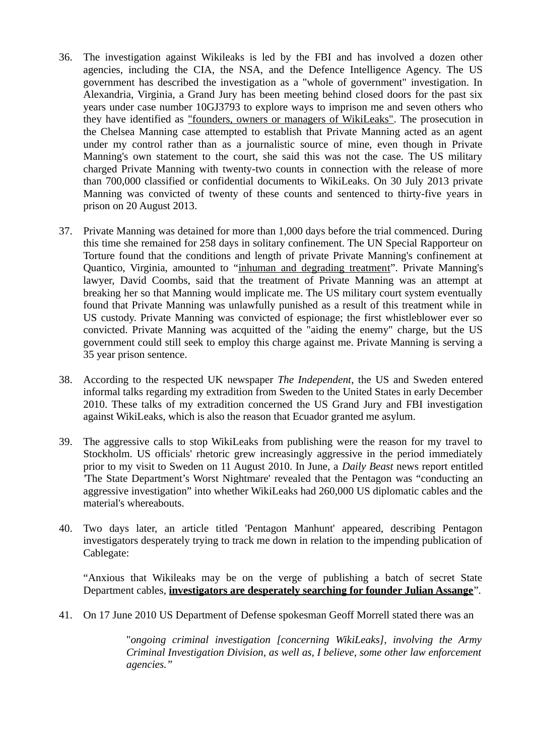36. The investigation against Wikileaks is led by the FBI and has involved a dozen other agencies, including the CIA, the NSA, and the Defence Intelligence Agency. The US government has described the investigation as a "whole of government" investigation. In Alexandria, Virginia, a Grand Jury has been meeting behind closed doors for the past six years under case number 10GJ3793 to explore ways to imprison me and seven others who they have identified as "founders, owners or managers of WikiLeaks". The prosecution in the Chelsea Manning case attempted to establish that Private Manning acted as an agent under my control rather than as a journalistic source of mine, even though in Private Manning's own statement to the court, she said this was not the case. The US military charged Private Manning with twenty-two counts in connection with the release of more than 700,000 classified or confidential documents to WikiLeaks. On 30 July 2013 private Manning was convicted of twenty of these counts and sentenced to thirty-five years in prison on 20 August 2013.

37. Private Manning was detained for more than 1,000 days before the trial commenced. During this time she remained for 258 days in solitary confinement. The UN Special Rapporteur on Torture found that the conditions and length of private Private Manning's confinement at Quantico, Virginia, amounted to "inhuman and degrading treatment". Private Manning's lawyer, David Coombs, said that the treatment of Private Manning was an attempt at breaking her so that Manning would implicate me. The US military court system eventually found that Private Manning was unlawfully punished as a result of this treatment while in US custody. Private Manning was convicted of espionage; the first whistleblower ever so convicted. Private Manning was acquitted of the "aiding the enemy" charge, but the US government could still seek to employ this charge against me. Private Manning is serving a 35 year prison sentence.

38. According to the respected UK newspaper *The Independent*, the US and Sweden entered informal talks regarding my extradition from Sweden to the United States in early December 2010. These talks of my extradition concerned the US Grand Jury and FBI investigation against WikiLeaks, which is also the reason that Ecuador granted me asylum.

39. The aggressive calls to stop WikiLeaks from publishing were the reason for my travel to Stockholm. US officials' rhetoric grew increasingly aggressive in the period immediately prior to my visit to Sweden on 11 August 2010. In June, a *Daily Beast* news report entitled 'The State Department's Worst Nightmare' revealed that the Pentagon was "conducting an aggressive investigation" into whether WikiLeaks had 260,000 US diplomatic cables and the material's whereabouts.

40. Two days later, an article titled 'Pentagon Manhunt' appeared, describing Pentagon investigators desperately trying to track me down in relation to the impending publication of Cablegate:

    "Anxious that Wikileaks may be on the verge of publishing a batch of secret State Department cables, **investigators are desperately searching for founder Julian Assange**".

41. On 17 June 2010 US Department of Defense spokesman Geoff Morrell stated there was an

    > "*ongoing criminal investigation [concerning WikiLeaks], involving the Army Criminal Investigation Division, as well as, I believe, some other law enforcement agencies."*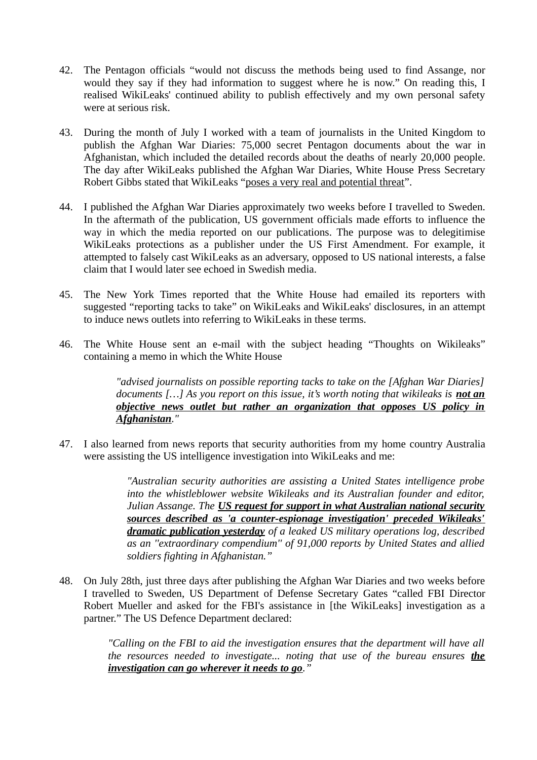42. The Pentagon officials "would not discuss the methods being used to find Assange, nor would they say if they had information to suggest where he is now." On reading this, I realised WikiLeaks' continued ability to publish effectively and my own personal safety were at serious risk.

43. During the month of July I worked with a team of journalists in the United Kingdom to publish the Afghan War Diaries: 75,000 secret Pentagon documents about the war in Afghanistan, which included the detailed records about the deaths of nearly 20,000 people. The day after WikiLeaks published the Afghan War Diaries, White House Press Secretary Robert Gibbs stated that WikiLeaks "poses a very real and potential threat".

44. I published the Afghan War Diaries approximately two weeks before I travelled to Sweden. In the aftermath of the publication, US government officials made efforts to influence the way in which the media reported on our publications. The purpose was to delegitimise WikiLeaks protections as a publisher under the US First Amendment. For example, it attempted to falsely cast WikiLeaks as an adversary, opposed to US national interests, a false claim that I would later see echoed in Swedish media.

45. The New York Times reported that the White House had emailed its reporters with suggested "reporting tacks to take" on WikiLeaks and WikiLeaks' disclosures, in an attempt to induce news outlets into referring to WikiLeaks in these terms.

46. The White House sent an e-mail with the subject heading "Thoughts on Wikileaks" containing a memo in which the White House

> *"advised journalists on possible reporting tacks to take on the [Afghan War Diaries] documents […] As you report on this issue, it's worth noting that wikileaks is **not an objective news outlet but rather an organization that opposes US policy in Afghanistan**."*

47. I also learned from news reports that security authorities from my home country Australia were assisting the US intelligence investigation into WikiLeaks and me:

> *"Australian security authorities are assisting a United States intelligence probe into the whistleblower website Wikileaks and its Australian founder and editor, Julian Assange. The **US request for support in what Australian national security sources described as 'a counter-espionage investigation' preceded Wikileaks' dramatic publication yesterday** of a leaked US military operations log, described as an "extraordinary compendium" of 91,000 reports by United States and allied soldiers fighting in Afghanistan."*

48. On July 28th, just three days after publishing the Afghan War Diaries and two weeks before I travelled to Sweden, US Department of Defense Secretary Gates "called FBI Director Robert Mueller and asked for the FBI's assistance in [the WikiLeaks] investigation as a partner." The US Defence Department declared:

> *"Calling on the FBI to aid the investigation ensures that the department will have all the resources needed to investigate... noting that use of the bureau ensures **the investigation can go wherever it needs to go**."*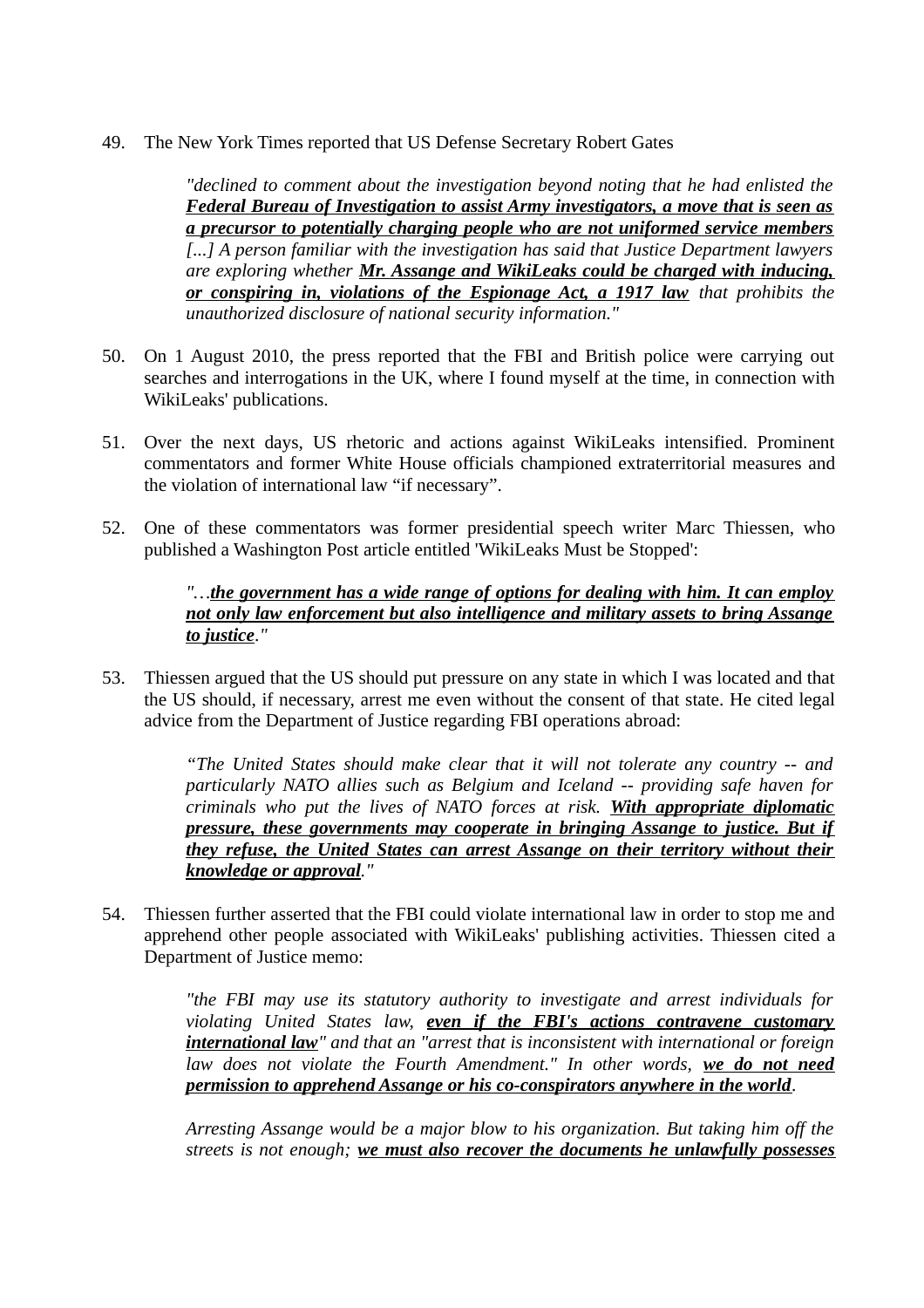49. The New York Times reported that US Defense Secretary Robert Gates

> *"declined to comment about the investigation beyond noting that he had enlisted the **<u>Federal Bureau of Investigation to assist Army investigators, a move that is seen as a precursor to potentially charging people who are not uniformed service members</u>** [...] A person familiar with the investigation has said that Justice Department lawyers are exploring whether **<u>Mr. Assange and WikiLeaks could be charged with inducing, or conspiring in, violations of the Espionage Act, a 1917 law</u>** that prohibits the unauthorized disclosure of national security information."*

50. On 1 August 2010, the press reported that the FBI and British police were carrying out searches and interrogations in the UK, where I found myself at the time, in connection with WikiLeaks' publications.

51. Over the next days, US rhetoric and actions against WikiLeaks intensified. Prominent commentators and former White House officials championed extraterritorial measures and the violation of international law "if necessary".

52. One of these commentators was former presidential speech writer Marc Thiessen, who published a Washington Post article entitled 'WikiLeaks Must be Stopped':

> *"…**<u>the government has a wide range of options for dealing with him. It can employ not only law enforcement but also intelligence and military assets to bring Assange to justice</u>**."*

53. Thiessen argued that the US should put pressure on any state in which I was located and that the US should, if necessary, arrest me even without the consent of that state. He cited legal advice from the Department of Justice regarding FBI operations abroad:

> *"The United States should make clear that it will not tolerate any country -- and particularly NATO allies such as Belgium and Iceland -- providing safe haven for criminals who put the lives of NATO forces at risk. **<u>With appropriate diplomatic pressure, these governments may cooperate in bringing Assange to justice. But if they refuse, the United States can arrest Assange on their territory without their knowledge or approval</u>**."*

54. Thiessen further asserted that the FBI could violate international law in order to stop me and apprehend other people associated with WikiLeaks' publishing activities. Thiessen cited a Department of Justice memo:

> *"the FBI may use its statutory authority to investigate and arrest individuals for violating United States law, **<u>even if the FBI's actions contravene customary international law</u>**" and that an "arrest that is inconsistent with international or foreign law does not violate the Fourth Amendment." In other words, **<u>we do not need permission to apprehend Assange or his co-conspirators anywhere in the world</u>**.*
>
> *Arresting Assange would be a major blow to his organization. But taking him off the streets is not enough; **<u>we must also recover the documents he unlawfully possesses</u>***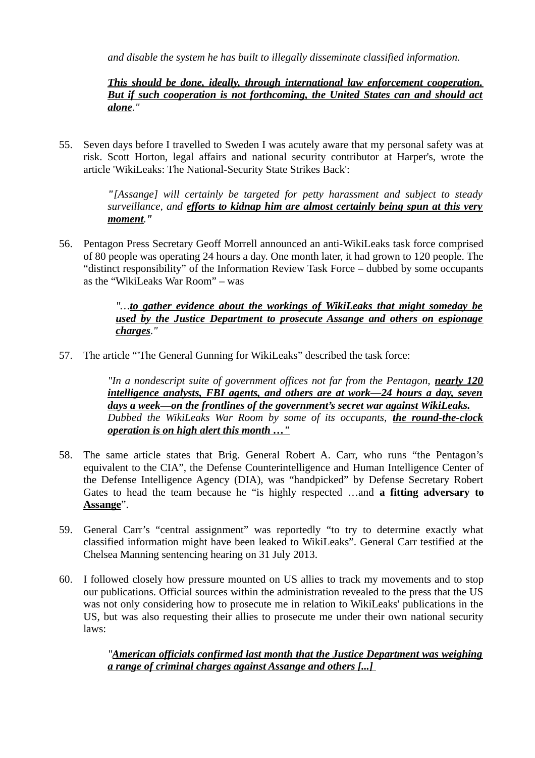*and disable the system he has built to illegally disseminate classified information.*

***<u>This should be done, ideally, through international law enforcement cooperation. But if such cooperation is not forthcoming, the United States can and should act alone</u>."***

55. Seven days before I travelled to Sweden I was acutely aware that my personal safety was at risk. Scott Horton, legal affairs and national security contributor at Harper's, wrote the article 'WikiLeaks: The National-Security State Strikes Back':

    *"[Assange] will certainly be targeted for petty harassment and subject to steady surveillance, and **<u>efforts to kidnap him are almost certainly being spun at this very moment</u>**."*

56. Pentagon Press Secretary Geoff Morrell announced an anti-WikiLeaks task force comprised of 80 people was operating 24 hours a day. One month later, it had grown to 120 people. The "distinct responsibility" of the Information Review Task Force – dubbed by some occupants as the "WikiLeaks War Room" – was

    *"…**<u>to gather evidence about the workings of WikiLeaks that might someday be used by the Justice Department to prosecute Assange and others on espionage charges</u>**."*

57. The article "'The General Gunning for WikiLeaks" described the task force:

    *"In a nondescript suite of government offices not far from the Pentagon, **<u>nearly 120 intelligence analysts, FBI agents, and others are at work—24 hours a day, seven days a week—on the frontlines of the government's secret war against WikiLeaks.</u>** Dubbed the WikiLeaks War Room by some of its occupants, **<u>the round-the-clock operation is on high alert this month …"</u>***

58. The same article states that Brig. General Robert A. Carr, who runs "the Pentagon's equivalent to the CIA", the Defense Counterintelligence and Human Intelligence Center of the Defense Intelligence Agency (DIA), was "handpicked" by Defense Secretary Robert Gates to head the team because he "is highly respected …and **<u>a fitting adversary to Assange</u>**".

59. General Carr's "central assignment" was reportedly "to try to determine exactly what classified information might have been leaked to WikiLeaks". General Carr testified at the Chelsea Manning sentencing hearing on 31 July 2013.

60. I followed closely how pressure mounted on US allies to track my movements and to stop our publications. Official sources within the administration revealed to the press that the US was not only considering how to prosecute me in relation to WikiLeaks' publications in the US, but was also requesting their allies to prosecute me under their own national security laws:

    *"**<u>American officials confirmed last month that the Justice Department was weighing a range of criminal charges against Assange and others [...]</u>***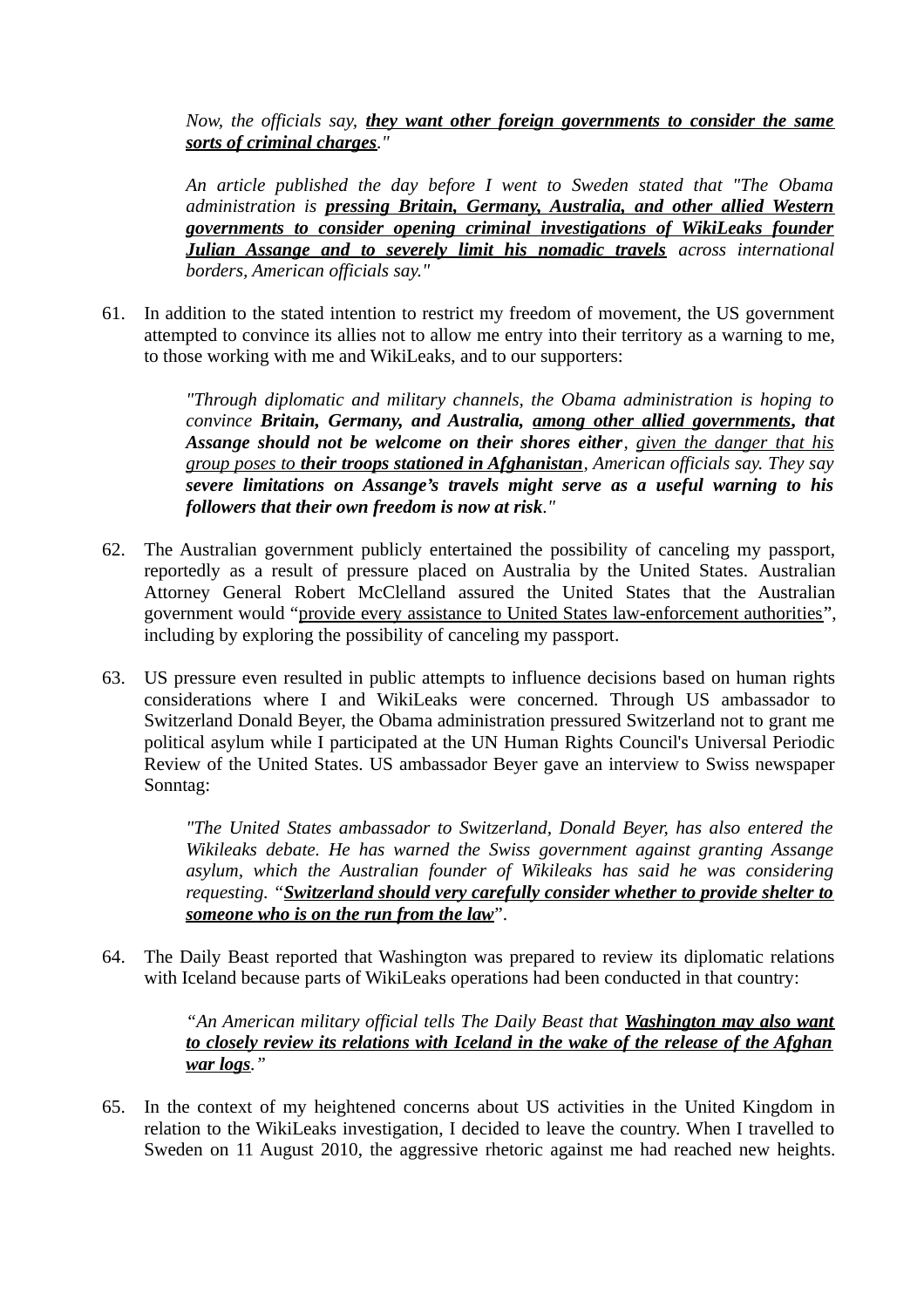> *Now, the officials say, **<u>they want other foreign governments to consider the same sorts of criminal charges</u>**."*

> *An article published the day before I went to Sweden stated that "The Obama administration is **<u>pressing Britain, Germany, Australia, and other allied Western governments to consider opening criminal investigations of WikiLeaks founder Julian Assange and to severely limit his nomadic travels</u>** across international borders, American officials say."*

61. In addition to the stated intention to restrict my freedom of movement, the US government attempted to convince its allies not to allow me entry into their territory as a warning to me, to those working with me and WikiLeaks, and to our supporters:

> *"Through diplomatic and military channels, the Obama administration is hoping to convince **Britain, Germany, and Australia, <u>among other allied governments</u>, that Assange should not be welcome on their shores either**, <u>given the danger that his group poses to **their troops stationed in Afghanistan**</u>, American officials say. They say **severe limitations on Assange's travels might serve as a useful warning to his followers that their own freedom is now at risk**."*

62. The Australian government publicly entertained the possibility of canceling my passport, reportedly as a result of pressure placed on Australia by the United States. Australian Attorney General Robert McClelland assured the United States that the Australian government would "<u>provide every assistance to United States law-enforcement authorities</u>", including by exploring the possibility of canceling my passport.

63. US pressure even resulted in public attempts to influence decisions based on human rights considerations where I and WikiLeaks were concerned. Through US ambassador to Switzerland Donald Beyer, the Obama administration pressured Switzerland not to grant me political asylum while I participated at the UN Human Rights Council's Universal Periodic Review of the United States. US ambassador Beyer gave an interview to Swiss newspaper Sonntag:

> *"The United States ambassador to Switzerland, Donald Beyer, has also entered the Wikileaks debate. He has warned the Swiss government against granting Assange asylum, which the Australian founder of Wikileaks has said he was considering requesting. "**<u>Switzerland should very carefully consider whether to provide shelter to someone who is on the run from the law</u>**".*

64. The Daily Beast reported that Washington was prepared to review its diplomatic relations with Iceland because parts of WikiLeaks operations had been conducted in that country:

> *"An American military official tells The Daily Beast that **<u>Washington may also want to closely review its relations with Iceland in the wake of the release of the Afghan war logs</u>**."*

65. In the context of my heightened concerns about US activities in the United Kingdom in relation to the WikiLeaks investigation, I decided to leave the country. When I travelled to Sweden on 11 August 2010, the aggressive rhetoric against me had reached new heights.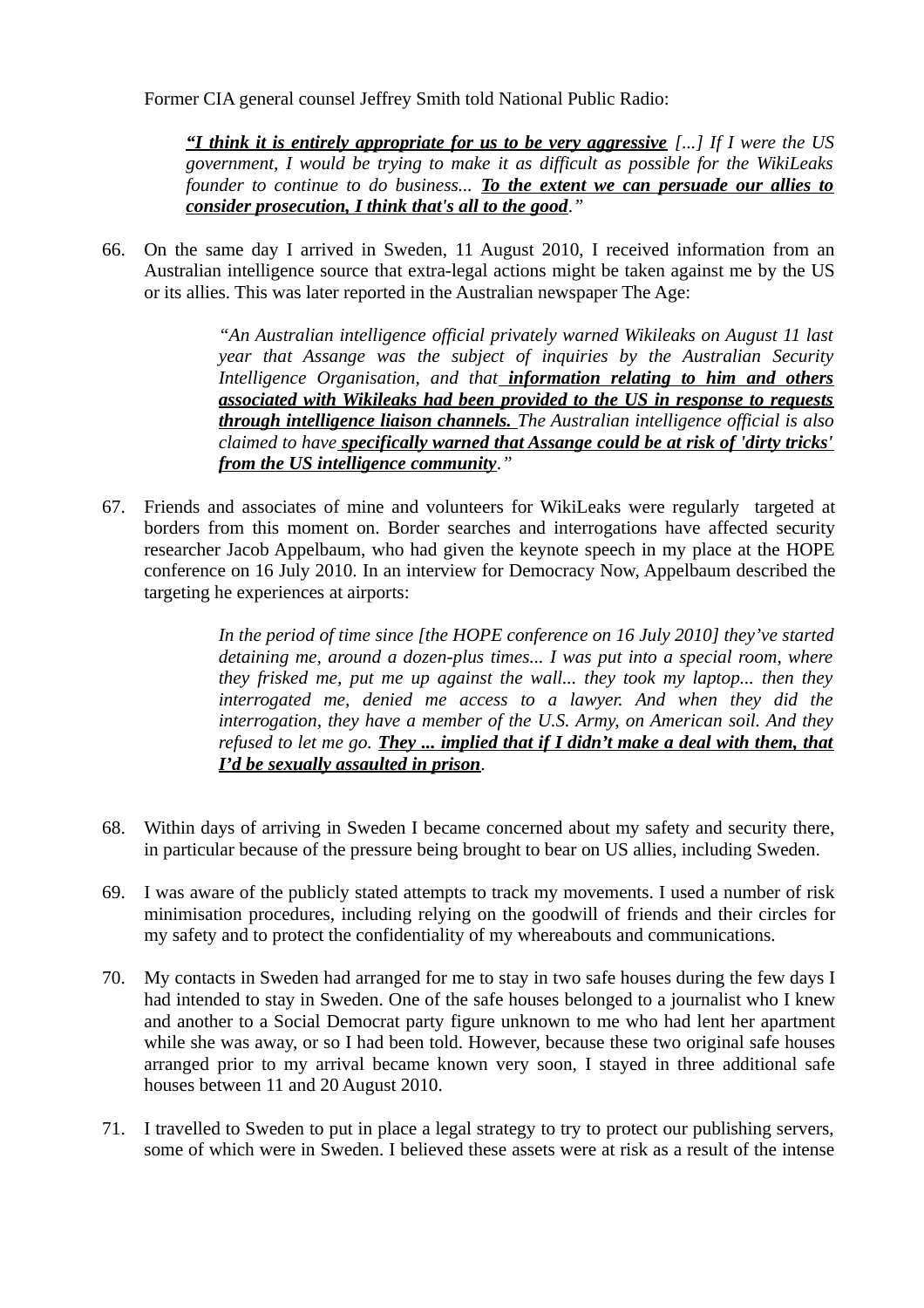Former CIA general counsel Jeffrey Smith told National Public Radio:

> ***“I think it is entirely appropriate for us to be very aggressive*** *[...] If I were the US government, I would be trying to make it as difficult as possible for the WikiLeaks founder to continue to do business...* ***To the extent we can persuade our allies to consider prosecution, I think that's all to the good****.”*

66. On the same day I arrived in Sweden, 11 August 2010, I received information from an Australian intelligence source that extra-legal actions might be taken against me by the US or its allies. This was later reported in the Australian newspaper The Age:

> *“An Australian intelligence official privately warned Wikileaks on August 11 last year that Assange was the subject of inquiries by the Australian Security Intelligence Organisation, and that* ***information relating to him and others associated with Wikileaks had been provided to the US in response to requests through intelligence liaison channels.*** *The Australian intelligence official is also claimed to have* ***specifically warned that Assange could be at risk of 'dirty tricks' from the US intelligence community****.”*

67. Friends and associates of mine and volunteers for WikiLeaks were regularly targeted at borders from this moment on. Border searches and interrogations have affected security researcher Jacob Appelbaum, who had given the keynote speech in my place at the HOPE conference on 16 July 2010. In an interview for Democracy Now, Appelbaum described the targeting he experiences at airports:

> *In the period of time since [the HOPE conference on 16 July 2010] they’ve started detaining me, around a dozen-plus times... I was put into a special room, where they frisked me, put me up against the wall... they took my laptop... then they interrogated me, denied me access to a lawyer. And when they did the interrogation, they have a member of the U.S. Army, on American soil. And they refused to let me go.* ***They ... implied that if I didn’t make a deal with them, that I’d be sexually assaulted in prison****.*

68. Within days of arriving in Sweden I became concerned about my safety and security there, in particular because of the pressure being brought to bear on US allies, including Sweden.

69. I was aware of the publicly stated attempts to track my movements. I used a number of risk minimisation procedures, including relying on the goodwill of friends and their circles for my safety and to protect the confidentiality of my whereabouts and communications.

70. My contacts in Sweden had arranged for me to stay in two safe houses during the few days I had intended to stay in Sweden. One of the safe houses belonged to a journalist who I knew and another to a Social Democrat party figure unknown to me who had lent her apartment while she was away, or so I had been told. However, because these two original safe houses arranged prior to my arrival became known very soon, I stayed in three additional safe houses between 11 and 20 August 2010.

71. I travelled to Sweden to put in place a legal strategy to try to protect our publishing servers, some of which were in Sweden. I believed these assets were at risk as a result of the intense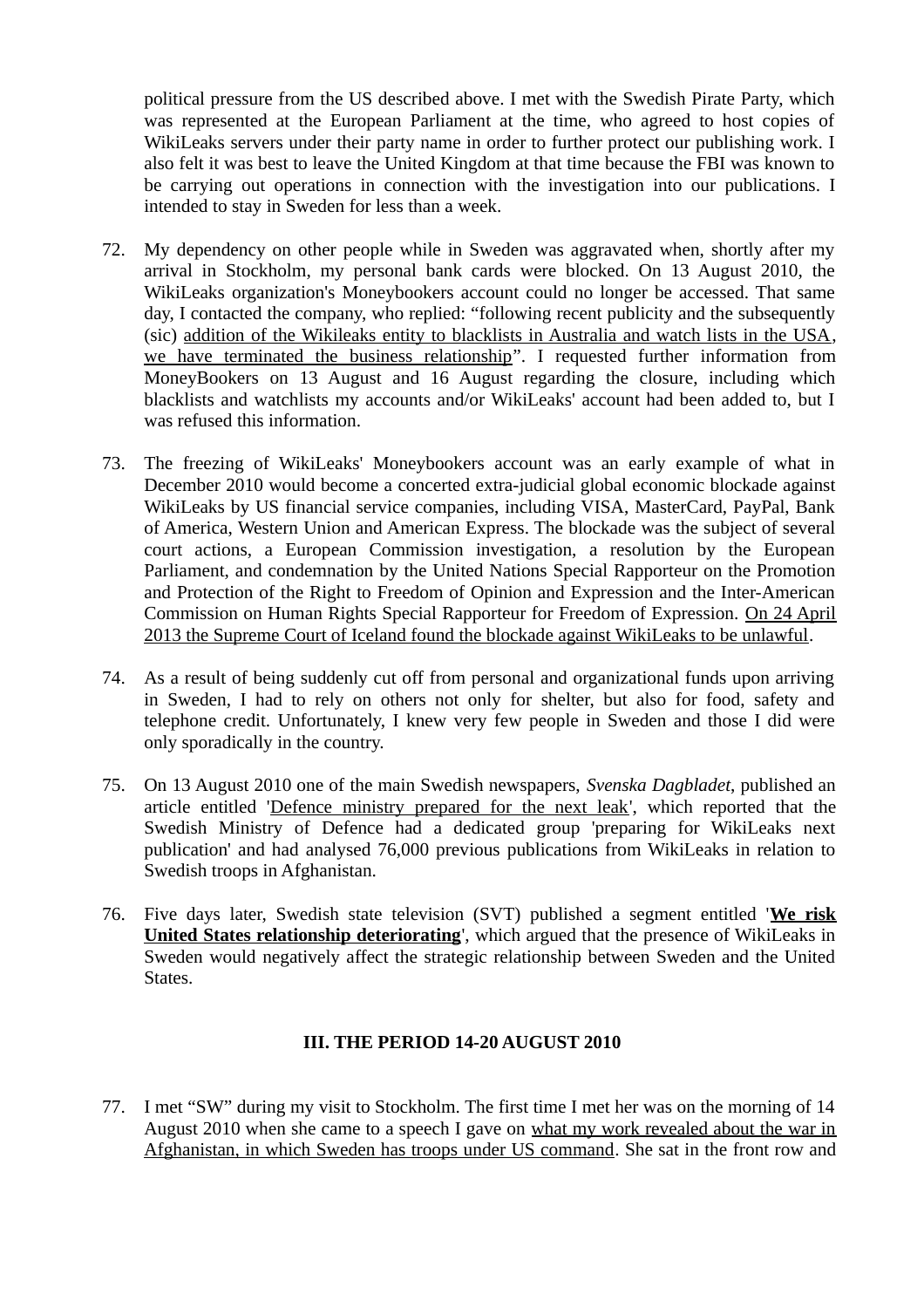political pressure from the US described above. I met with the Swedish Pirate Party, which was represented at the European Parliament at the time, who agreed to host copies of WikiLeaks servers under their party name in order to further protect our publishing work. I also felt it was best to leave the United Kingdom at that time because the FBI was known to be carrying out operations in connection with the investigation into our publications. I intended to stay in Sweden for less than a week.

72. My dependency on other people while in Sweden was aggravated when, shortly after my arrival in Stockholm, my personal bank cards were blocked. On 13 August 2010, the WikiLeaks organization's Moneybookers account could no longer be accessed. That same day, I contacted the company, who replied: "following recent publicity and the subsequently (sic) addition of the Wikileaks entity to blacklists in Australia and watch lists in the USA, we have terminated the business relationship". I requested further information from MoneyBookers on 13 August and 16 August regarding the closure, including which blacklists and watchlists my accounts and/or WikiLeaks' account had been added to, but I was refused this information.

73. The freezing of WikiLeaks' Moneybookers account was an early example of what in December 2010 would become a concerted extra-judicial global economic blockade against WikiLeaks by US financial service companies, including VISA, MasterCard, PayPal, Bank of America, Western Union and American Express. The blockade was the subject of several court actions, a European Commission investigation, a resolution by the European Parliament, and condemnation by the United Nations Special Rapporteur on the Promotion and Protection of the Right to Freedom of Opinion and Expression and the Inter-American Commission on Human Rights Special Rapporteur for Freedom of Expression. On 24 April 2013 the Supreme Court of Iceland found the blockade against WikiLeaks to be unlawful.

74. As a result of being suddenly cut off from personal and organizational funds upon arriving in Sweden, I had to rely on others not only for shelter, but also for food, safety and telephone credit. Unfortunately, I knew very few people in Sweden and those I did were only sporadically in the country.

75. On 13 August 2010 one of the main Swedish newspapers, *Svenska Dagbladet*, published an article entitled 'Defence ministry prepared for the next leak', which reported that the Swedish Ministry of Defence had a dedicated group 'preparing for WikiLeaks next publication' and had analysed 76,000 previous publications from WikiLeaks in relation to Swedish troops in Afghanistan.

76. Five days later, Swedish state television (SVT) published a segment entitled '**We risk United States relationship deteriorating**', which argued that the presence of WikiLeaks in Sweden would negatively affect the strategic relationship between Sweden and the United States.

## III. THE PERIOD 14-20 AUGUST 2010

77. I met "SW" during my visit to Stockholm. The first time I met her was on the morning of 14 August 2010 when she came to a speech I gave on what my work revealed about the war in Afghanistan, in which Sweden has troops under US command. She sat in the front row and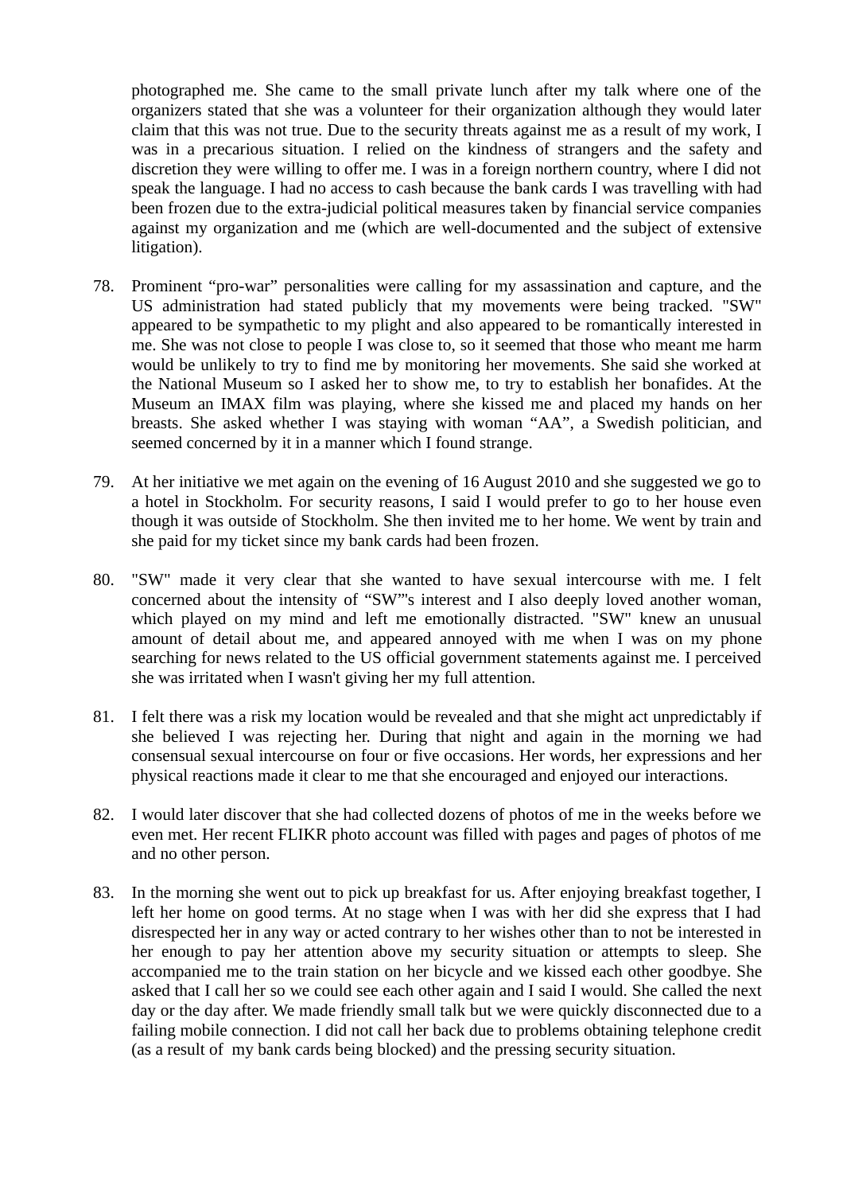photographed me. She came to the small private lunch after my talk where one of the organizers stated that she was a volunteer for their organization although they would later claim that this was not true. Due to the security threats against me as a result of my work, I was in a precarious situation. I relied on the kindness of strangers and the safety and discretion they were willing to offer me. I was in a foreign northern country, where I did not speak the language. I had no access to cash because the bank cards I was travelling with had been frozen due to the extra-judicial political measures taken by financial service companies against my organization and me (which are well-documented and the subject of extensive litigation).

78. Prominent "pro-war" personalities were calling for my assassination and capture, and the US administration had stated publicly that my movements were being tracked. "SW" appeared to be sympathetic to my plight and also appeared to be romantically interested in me. She was not close to people I was close to, so it seemed that those who meant me harm would be unlikely to try to find me by monitoring her movements. She said she worked at the National Museum so I asked her to show me, to try to establish her bonafides. At the Museum an IMAX film was playing, where she kissed me and placed my hands on her breasts. She asked whether I was staying with woman "AA", a Swedish politician, and seemed concerned by it in a manner which I found strange.

79. At her initiative we met again on the evening of 16 August 2010 and she suggested we go to a hotel in Stockholm. For security reasons, I said I would prefer to go to her house even though it was outside of Stockholm. She then invited me to her home. We went by train and she paid for my ticket since my bank cards had been frozen.

80. "SW" made it very clear that she wanted to have sexual intercourse with me. I felt concerned about the intensity of "SW"'s interest and I also deeply loved another woman, which played on my mind and left me emotionally distracted. "SW" knew an unusual amount of detail about me, and appeared annoyed with me when I was on my phone searching for news related to the US official government statements against me. I perceived she was irritated when I wasn't giving her my full attention.

81. I felt there was a risk my location would be revealed and that she might act unpredictably if she believed I was rejecting her. During that night and again in the morning we had consensual sexual intercourse on four or five occasions. Her words, her expressions and her physical reactions made it clear to me that she encouraged and enjoyed our interactions.

82. I would later discover that she had collected dozens of photos of me in the weeks before we even met. Her recent FLIKR photo account was filled with pages and pages of photos of me and no other person.

83. In the morning she went out to pick up breakfast for us. After enjoying breakfast together, I left her home on good terms. At no stage when I was with her did she express that I had disrespected her in any way or acted contrary to her wishes other than to not be interested in her enough to pay her attention above my security situation or attempts to sleep. She accompanied me to the train station on her bicycle and we kissed each other goodbye. She asked that I call her so we could see each other again and I said I would. She called the next day or the day after. We made friendly small talk but we were quickly disconnected due to a failing mobile connection. I did not call her back due to problems obtaining telephone credit (as a result of my bank cards being blocked) and the pressing security situation.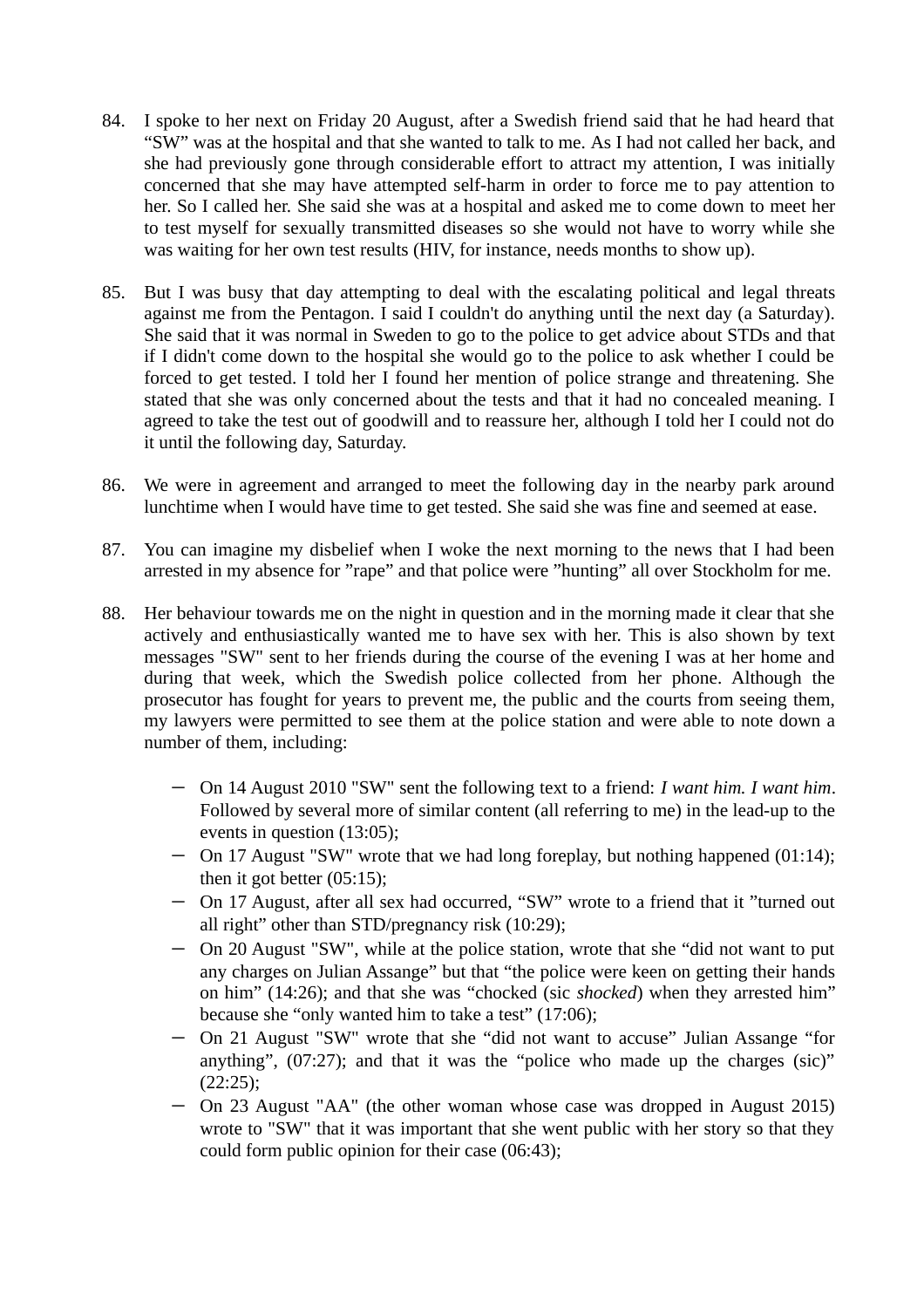84. I spoke to her next on Friday 20 August, after a Swedish friend said that he had heard that "SW" was at the hospital and that she wanted to talk to me. As I had not called her back, and she had previously gone through considerable effort to attract my attention, I was initially concerned that she may have attempted self-harm in order to force me to pay attention to her. So I called her. She said she was at a hospital and asked me to come down to meet her to test myself for sexually transmitted diseases so she would not have to worry while she was waiting for her own test results (HIV, for instance, needs months to show up).

85. But I was busy that day attempting to deal with the escalating political and legal threats against me from the Pentagon. I said I couldn't do anything until the next day (a Saturday). She said that it was normal in Sweden to go to the police to get advice about STDs and that if I didn't come down to the hospital she would go to the police to ask whether I could be forced to get tested. I told her I found her mention of police strange and threatening. She stated that she was only concerned about the tests and that it had no concealed meaning. I agreed to take the test out of goodwill and to reassure her, although I told her I could not do it until the following day, Saturday.

86. We were in agreement and arranged to meet the following day in the nearby park around lunchtime when I would have time to get tested. She said she was fine and seemed at ease.

87. You can imagine my disbelief when I woke the next morning to the news that I had been arrested in my absence for "rape" and that police were "hunting" all over Stockholm for me.

88. Her behaviour towards me on the night in question and in the morning made it clear that she actively and enthusiastically wanted me to have sex with her. This is also shown by text messages "SW" sent to her friends during the course of the evening I was at her home and during that week, which the Swedish police collected from her phone. Although the prosecutor has fought for years to prevent me, the public and the courts from seeing them, my lawyers were permitted to see them at the police station and were able to note down a number of them, including:

    - On 14 August 2010 "SW" sent the following text to a friend: *I want him. I want him*. Followed by several more of similar content (all referring to me) in the lead-up to the events in question (13:05);
    - On 17 August "SW" wrote that we had long foreplay, but nothing happened (01:14); then it got better (05:15);
    - On 17 August, after all sex had occurred, "SW" wrote to a friend that it "turned out all right" other than STD/pregnancy risk (10:29);
    - On 20 August "SW", while at the police station, wrote that she "did not want to put any charges on Julian Assange" but that "the police were keen on getting their hands on him" (14:26); and that she was "chocked (sic *shocked*) when they arrested him" because she "only wanted him to take a test" (17:06);
    - On 21 August "SW" wrote that she "did not want to accuse" Julian Assange "for anything", (07:27); and that it was the "police who made up the charges (sic)" (22:25);
    - On 23 August "AA" (the other woman whose case was dropped in August 2015) wrote to "SW" that it was important that she went public with her story so that they could form public opinion for their case (06:43);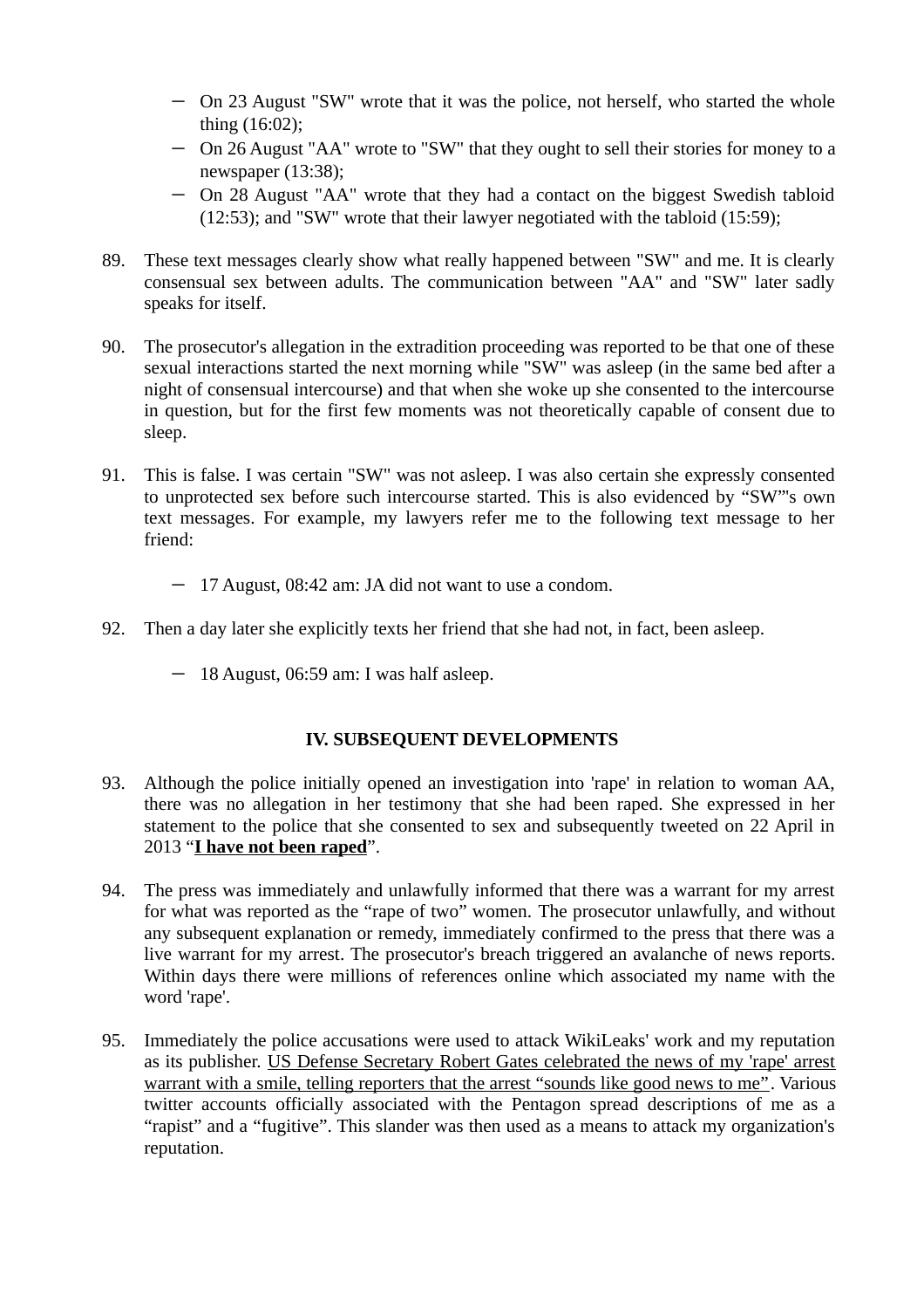- On 23 August "SW" wrote that it was the police, not herself, who started the whole thing (16:02);
- On 26 August "AA" wrote to "SW" that they ought to sell their stories for money to a newspaper (13:38);
- On 28 August "AA" wrote that they had a contact on the biggest Swedish tabloid (12:53); and "SW" wrote that their lawyer negotiated with the tabloid (15:59);

89. These text messages clearly show what really happened between "SW" and me. It is clearly consensual sex between adults. The communication between "AA" and "SW" later sadly speaks for itself.

90. The prosecutor's allegation in the extradition proceeding was reported to be that one of these sexual interactions started the next morning while "SW" was asleep (in the same bed after a night of consensual intercourse) and that when she woke up she consented to the intercourse in question, but for the first few moments was not theoretically capable of consent due to sleep.

91. This is false. I was certain "SW" was not asleep. I was also certain she expressly consented to unprotected sex before such intercourse started. This is also evidenced by "SW"'s own text messages. For example, my lawyers refer me to the following text message to her friend:

    - 17 August, 08:42 am: JA did not want to use a condom.

92. Then a day later she explicitly texts her friend that she had not, in fact, been asleep.

    - 18 August, 06:59 am: I was half asleep.

## IV. SUBSEQUENT DEVELOPMENTS

93. Although the police initially opened an investigation into 'rape' in relation to woman AA, there was no allegation in her testimony that she had been raped. She expressed in her statement to the police that she consented to sex and subsequently tweeted on 22 April in 2013 "**I have not been raped**".

94. The press was immediately and unlawfully informed that there was a warrant for my arrest for what was reported as the "rape of two" women. The prosecutor unlawfully, and without any subsequent explanation or remedy, immediately confirmed to the press that there was a live warrant for my arrest. The prosecutor's breach triggered an avalanche of news reports. Within days there were millions of references online which associated my name with the word 'rape'.

95. Immediately the police accusations were used to attack WikiLeaks' work and my reputation as its publisher. US Defense Secretary Robert Gates celebrated the news of my 'rape' arrest warrant with a smile, telling reporters that the arrest "sounds like good news to me". Various twitter accounts officially associated with the Pentagon spread descriptions of me as a "rapist" and a "fugitive". This slander was then used as a means to attack my organization's reputation.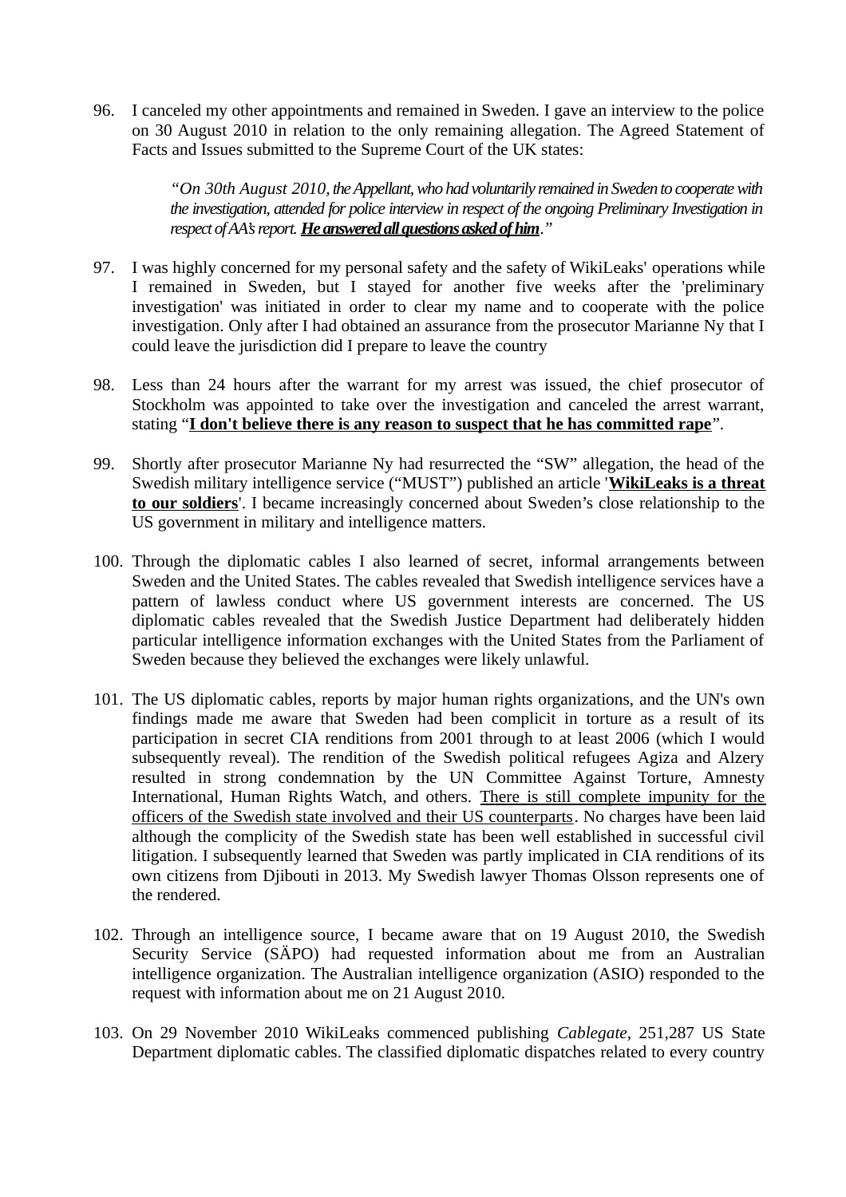96. I canceled my other appointments and remained in Sweden. I gave an interview to the police on 30 August 2010 in relation to the only remaining allegation. The Agreed Statement of Facts and Issues submitted to the Supreme Court of the UK states:

    > *"On 30th August 2010, the Appellant, who had voluntarily remained in Sweden to cooperate with the investigation, attended for police interview in respect of the ongoing Preliminary Investigation in respect of AA's report.* ***<u>He answered all questions asked of him</u>****."*

97. I was highly concerned for my personal safety and the safety of WikiLeaks' operations while I remained in Sweden, but I stayed for another five weeks after the 'preliminary investigation' was initiated in order to clear my name and to cooperate with the police investigation. Only after I had obtained an assurance from the prosecutor Marianne Ny that I could leave the jurisdiction did I prepare to leave the country

98. Less than 24 hours after the warrant for my arrest was issued, the chief prosecutor of Stockholm was appointed to take over the investigation and canceled the arrest warrant, stating "**<u>I don't believe there is any reason to suspect that he has committed rape</u>**".

99. Shortly after prosecutor Marianne Ny had resurrected the "SW" allegation, the head of the Swedish military intelligence service ("MUST") published an article '**<u>WikiLeaks is a threat to our soldiers</u>**'. I became increasingly concerned about Sweden's close relationship to the US government in military and intelligence matters.

100. Through the diplomatic cables I also learned of secret, informal arrangements between Sweden and the United States. The cables revealed that Swedish intelligence services have a pattern of lawless conduct where US government interests are concerned. The US diplomatic cables revealed that the Swedish Justice Department had deliberately hidden particular intelligence information exchanges with the United States from the Parliament of Sweden because they believed the exchanges were likely unlawful.

101. The US diplomatic cables, reports by major human rights organizations, and the UN's own findings made me aware that Sweden had been complicit in torture as a result of its participation in secret CIA renditions from 2001 through to at least 2006 (which I would subsequently reveal). The rendition of the Swedish political refugees Agiza and Alzery resulted in strong condemnation by the UN Committee Against Torture, Amnesty International, Human Rights Watch, and others. <u>There is still complete impunity for the officers of the Swedish state involved and their US counterparts</u>. No charges have been laid although the complicity of the Swedish state has been well established in successful civil litigation. I subsequently learned that Sweden was partly implicated in CIA renditions of its own citizens from Djibouti in 2013. My Swedish lawyer Thomas Olsson represents one of the rendered.

102. Through an intelligence source, I became aware that on 19 August 2010, the Swedish Security Service (SÄPO) had requested information about me from an Australian intelligence organization. The Australian intelligence organization (ASIO) responded to the request with information about me on 21 August 2010.

103. On 29 November 2010 WikiLeaks commenced publishing *Cablegate*, 251,287 US State Department diplomatic cables. The classified diplomatic dispatches related to every country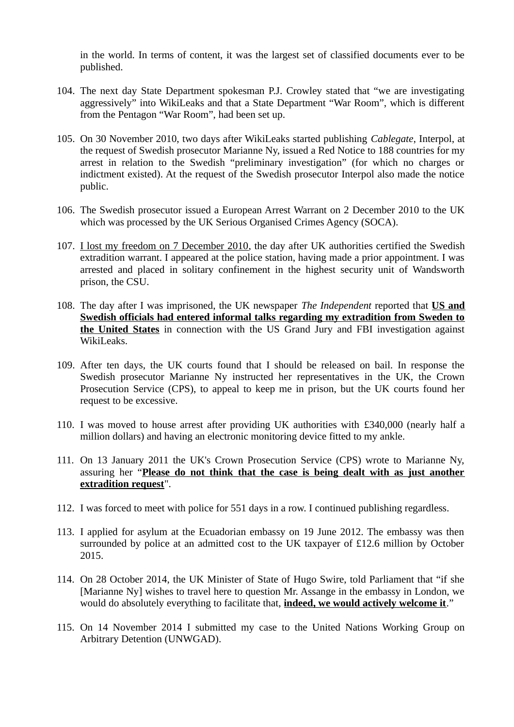in the world. In terms of content, it was the largest set of classified documents ever to be published.

104. The next day State Department spokesman P.J. Crowley stated that "we are investigating aggressively" into WikiLeaks and that a State Department "War Room", which is different from the Pentagon "War Room", had been set up.

105. On 30 November 2010, two days after WikiLeaks started publishing *Cablegate*, Interpol, at the request of Swedish prosecutor Marianne Ny, issued a Red Notice to 188 countries for my arrest in relation to the Swedish "preliminary investigation" (for which no charges or indictment existed). At the request of the Swedish prosecutor Interpol also made the notice public.

106. The Swedish prosecutor issued a European Arrest Warrant on 2 December 2010 to the UK which was processed by the UK Serious Organised Crimes Agency (SOCA).

107. <u>I lost my freedom on 7 December 2010</u>, the day after UK authorities certified the Swedish extradition warrant. I appeared at the police station, having made a prior appointment. I was arrested and placed in solitary confinement in the highest security unit of Wandsworth prison, the CSU.

108. The day after I was imprisoned, the UK newspaper *The Independent* reported that **<u>US and Swedish officials had entered informal talks regarding my extradition from Sweden to the United States</u>** in connection with the US Grand Jury and FBI investigation against WikiLeaks.

109. After ten days, the UK courts found that I should be released on bail. In response the Swedish prosecutor Marianne Ny instructed her representatives in the UK, the Crown Prosecution Service (CPS), to appeal to keep me in prison, but the UK courts found her request to be excessive.

110. I was moved to house arrest after providing UK authorities with £340,000 (nearly half a million dollars) and having an electronic monitoring device fitted to my ankle.

111. On 13 January 2011 the UK's Crown Prosecution Service (CPS) wrote to Marianne Ny, assuring her "**<u>Please do not think that the case is being dealt with as just another extradition request</u>**".

112. I was forced to meet with police for 551 days in a row. I continued publishing regardless.

113. I applied for asylum at the Ecuadorian embassy on 19 June 2012. The embassy was then surrounded by police at an admitted cost to the UK taxpayer of £12.6 million by October 2015.

114. On 28 October 2014, the UK Minister of State of Hugo Swire, told Parliament that "if she [Marianne Ny] wishes to travel here to question Mr. Assange in the embassy in London, we would do absolutely everything to facilitate that, **<u>indeed, we would actively welcome it</u>**."

115. On 14 November 2014 I submitted my case to the United Nations Working Group on Arbitrary Detention (UNWGAD).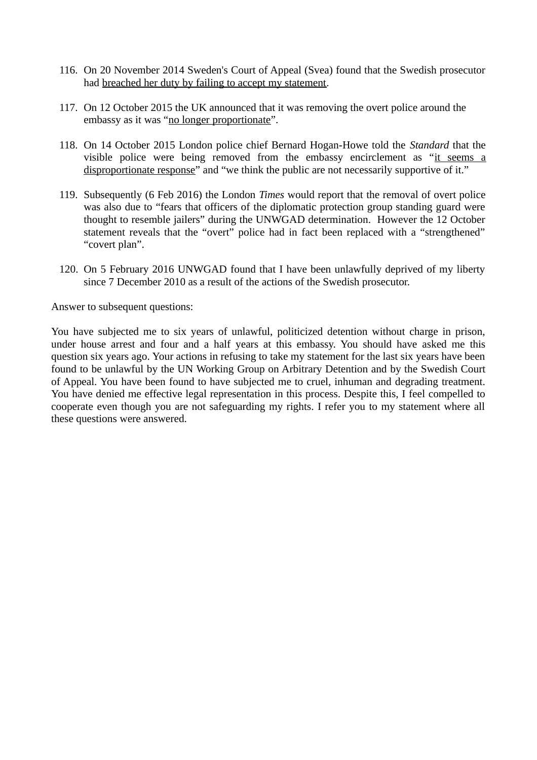116. On 20 November 2014 Sweden's Court of Appeal (Svea) found that the Swedish prosecutor had <u>breached her duty by failing to accept my statement</u>.

117. On 12 October 2015 the UK announced that it was removing the overt police around the embassy as it was “<u>no longer proportionate</u>”.

118. On 14 October 2015 London police chief Bernard Hogan-Howe told the *Standard* that the visible police were being removed from the embassy encirclement as “<u>it seems a disproportionate response</u>” and “we think the public are not necessarily supportive of it.”

119. Subsequently (6 Feb 2016) the London *Times* would report that the removal of overt police was also due to “fears that officers of the diplomatic protection group standing guard were thought to resemble jailers” during the UNWGAD determination. However the 12 October statement reveals that the “overt” police had in fact been replaced with a “strengthened” “covert plan”.

120. On 5 February 2016 UNWGAD found that I have been unlawfully deprived of my liberty since 7 December 2010 as a result of the actions of the Swedish prosecutor.

Answer to subsequent questions:

You have subjected me to six years of unlawful, politicized detention without charge in prison, under house arrest and four and a half years at this embassy. You should have asked me this question six years ago. Your actions in refusing to take my statement for the last six years have been found to be unlawful by the UN Working Group on Arbitrary Detention and by the Swedish Court of Appeal. You have been found to have subjected me to cruel, inhuman and degrading treatment. You have denied me effective legal representation in this process. Despite this, I feel compelled to cooperate even though you are not safeguarding my rights. I refer you to my statement where all these questions were answered.